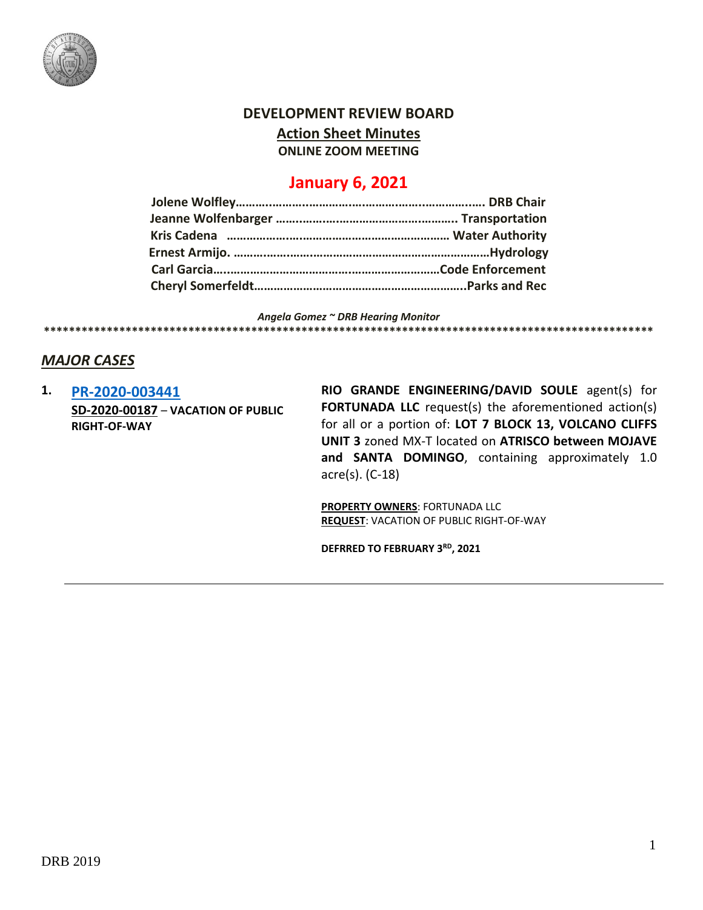# DEVELOPMENT REVIEW BOARD

## Action Sheet Minutes

**ONLINE ZOOM MEETING**

## January 6, 2021

**Jolene Wolfley……………………………………………………………. DRB Chair**
**Jeanne Wolfenbarger ……………………………………………….. Transportation**
**Kris Cadena ………………………………………………………… Water Authority**
**Ernest Armijo. ……………………………………………………………Hydrology**
**Carl Garcia……………………………………………………………Code Enforcement**
**Cheryl Somerfeldt……………………………………………………..Parks and Rec**

*Angela Gomez ~ DRB Hearing Monitor*

****************************************************************************************************

## *MAJOR CASES*

**1. PR-2020-003441**
**SD-2020-00187 – VACATION OF PUBLIC RIGHT-OF-WAY**

**RIO GRANDE ENGINEERING/DAVID SOULE** agent(s) for **FORTUNADA LLC** request(s) the aforementioned action(s) for all or a portion of: **LOT 7 BLOCK 13, VOLCANO CLIFFS UNIT 3** zoned MX-T located on **ATRISCO between MOJAVE and SANTA DOMINGO**, containing approximately 1.0 acre(s). (C-18)

**PROPERTY OWNERS**: FORTUNADA LLC
**REQUEST**: VACATION OF PUBLIC RIGHT-OF-WAY

**DEFRRED TO FEBRUARY 3RD, 2021**

---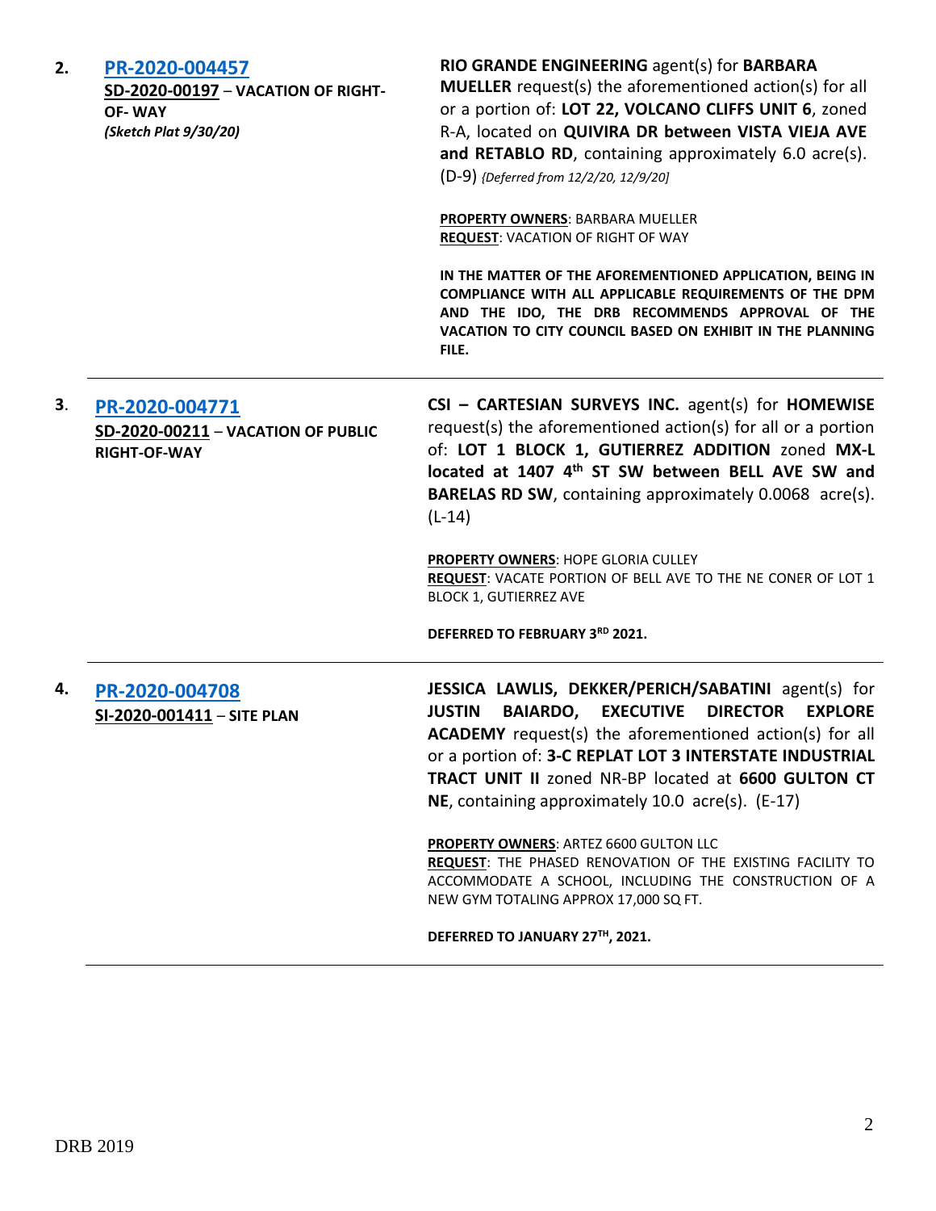2. **[PR-2020-004457](#)**
**SD-2020-00197** – **VACATION OF RIGHT-OF- WAY**
***(Sketch Plat 9/30/20)***

**RIO GRANDE ENGINEERING** agent(s) for **BARBARA MUELLER** request(s) the aforementioned action(s) for all or a portion of: **LOT 22, VOLCANO CLIFFS UNIT 6**, zoned R-A, located on **QUIVIRA DR between VISTA VIEJA AVE and RETABLO RD**, containing approximately 6.0 acre(s). (D-9) *{Deferred from 12/2/20, 12/9/20]*

**PROPERTY OWNERS**: BARBARA MUELLER
**REQUEST**: VACATION OF RIGHT OF WAY

**IN THE MATTER OF THE AFOREMENTIONED APPLICATION, BEING IN COMPLIANCE WITH ALL APPLICABLE REQUIREMENTS OF THE DPM AND THE IDO, THE DRB RECOMMENDS APPROVAL OF THE VACATION TO CITY COUNCIL BASED ON EXHIBIT IN THE PLANNING FILE.**

---

3. **[PR-2020-004771](#)**
**SD-2020-00211** – **VACATION OF PUBLIC RIGHT-OF-WAY**

**CSI – CARTESIAN SURVEYS INC.** agent(s) for **HOMEWISE** request(s) the aforementioned action(s) for all or a portion of: **LOT 1 BLOCK 1, GUTIERREZ ADDITION** zoned **MX-L located at 1407 4th ST SW between BELL AVE SW and BARELAS RD SW**, containing approximately 0.0068 acre(s). (L-14)

**PROPERTY OWNERS**: HOPE GLORIA CULLEY
**REQUEST**: VACATE PORTION OF BELL AVE TO THE NE CONER OF LOT 1 BLOCK 1, GUTIERREZ AVE

**DEFERRED TO FEBRUARY 3RD 2021.**

---

4. **[PR-2020-004708](#)**
**SI-2020-001411** – **SITE PLAN**

**JESSICA LAWLIS, DEKKER/PERICH/SABATINI** agent(s) for **JUSTIN BAIARDO, EXECUTIVE DIRECTOR EXPLORE ACADEMY** request(s) the aforementioned action(s) for all or a portion of: **3-C REPLAT LOT 3 INTERSTATE INDUSTRIAL TRACT UNIT II** zoned NR-BP located at **6600 GULTON CT NE**, containing approximately 10.0 acre(s). (E-17)

**PROPERTY OWNERS**: ARTEZ 6600 GULTON LLC
**REQUEST**: THE PHASED RENOVATION OF THE EXISTING FACILITY TO ACCOMMODATE A SCHOOL, INCLUDING THE CONSTRUCTION OF A NEW GYM TOTALING APPROX 17,000 SQ FT.

**DEFERRED TO JANUARY 27TH, 2021.**

---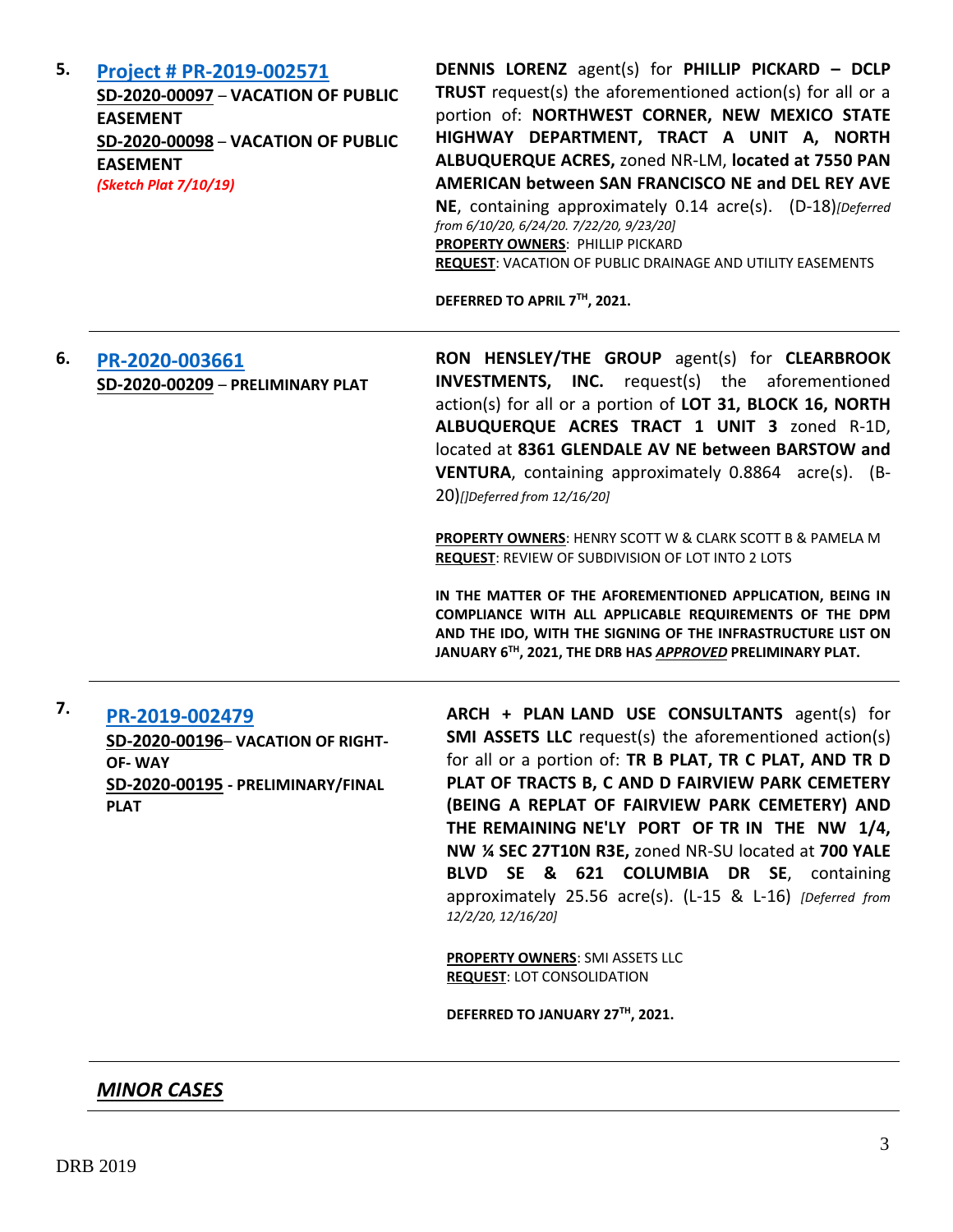**5.** **[Project # PR-2019-002571]**

**SD-2020-00097** – **VACATION OF PUBLIC EASEMENT**

**SD-2020-00098** – **VACATION OF PUBLIC EASEMENT**

***(Sketch Plat 7/10/19)***

**DENNIS LORENZ** agent(s) for **PHILLIP PICKARD – DCLP TRUST** request(s) the aforementioned action(s) for all or a portion of: **NORTHWEST CORNER, NEW MEXICO STATE HIGHWAY DEPARTMENT, TRACT A UNIT A, NORTH ALBUQUERQUE ACRES,** zoned NR-LM, **located at 7550 PAN AMERICAN between SAN FRANCISCO NE and DEL REY AVE NE**, containing approximately 0.14 acre(s). (D-18)*[Deferred from 6/10/20, 6/24/20. 7/22/20, 9/23/20]*

**PROPERTY OWNERS**: PHILLIP PICKARD

**REQUEST**: VACATION OF PUBLIC DRAINAGE AND UTILITY EASEMENTS

**DEFERRED TO APRIL 7TH, 2021.**

---

**6.** **[PR-2020-003661]**

**SD-2020-00209** – **PRELIMINARY PLAT**

**RON HENSLEY/THE GROUP** agent(s) for **CLEARBROOK INVESTMENTS, INC.** request(s) the aforementioned action(s) for all or a portion of **LOT 31, BLOCK 16, NORTH ALBUQUERQUE ACRES TRACT 1 UNIT 3** zoned R-1D, located at **8361 GLENDALE AV NE between BARSTOW and VENTURA**, containing approximately 0.8864 acre(s). (B-20)*[]Deferred from 12/16/20]*

**PROPERTY OWNERS**: HENRY SCOTT W & CLARK SCOTT B & PAMELA M

**REQUEST**: REVIEW OF SUBDIVISION OF LOT INTO 2 LOTS

**IN THE MATTER OF THE AFOREMENTIONED APPLICATION, BEING IN COMPLIANCE WITH ALL APPLICABLE REQUIREMENTS OF THE DPM AND THE IDO, WITH THE SIGNING OF THE INFRASTRUCTURE LIST ON JANUARY 6TH, 2021, THE DRB HAS *APPROVED* PRELIMINARY PLAT.**

---

**7.** **[PR-2019-002479]**

**SD-2020-00196**– **VACATION OF RIGHT-OF- WAY**

**SD-2020-00195** - **PRELIMINARY/FINAL PLAT**

**ARCH + PLAN LAND USE CONSULTANTS** agent(s) for **SMI ASSETS LLC** request(s) the aforementioned action(s) for all or a portion of: **TR B PLAT, TR C PLAT, AND TR D PLAT OF TRACTS B, C AND D FAIRVIEW PARK CEMETERY (BEING A REPLAT OF FAIRVIEW PARK CEMETERY) AND THE REMAINING NE'LY PORT OF TR IN THE NW 1/4, NW ¼ SEC 27T10N R3E,** zoned NR-SU located at **700 YALE BLVD SE & 621 COLUMBIA DR SE**, containing approximately 25.56 acre(s). (L-15 & L-16) *[Deferred from 12/2/20, 12/16/20]*

**PROPERTY OWNERS**: SMI ASSETS LLC

**REQUEST**: LOT CONSOLIDATION

**DEFERRED TO JANUARY 27TH, 2021.**

---

## ***MINOR CASES***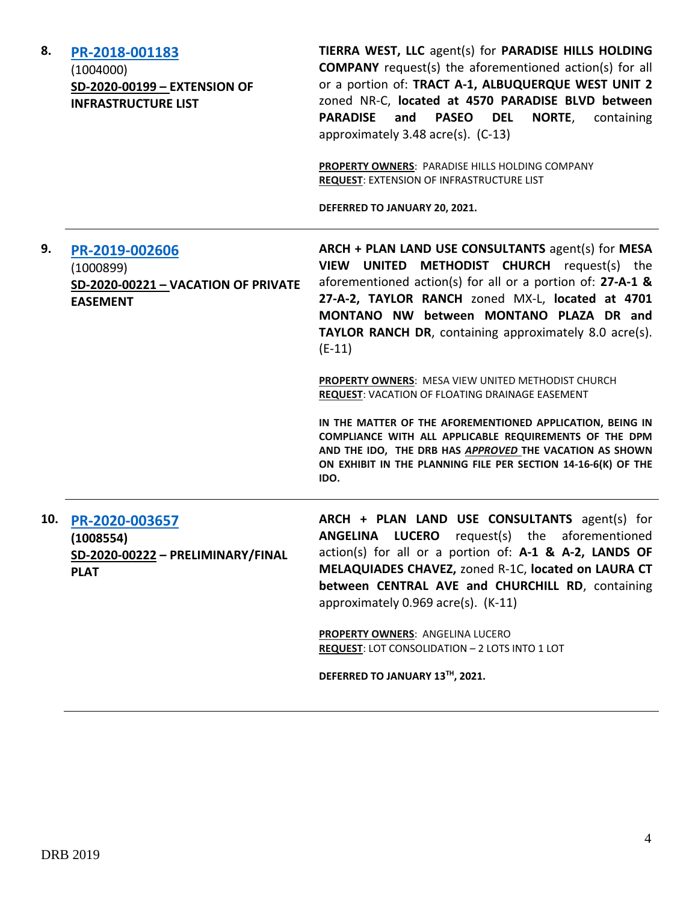**8. [PR-2018-001183](PR-2018-001183)**
(1004000)
**SD-2020-00199 – EXTENSION OF INFRASTRUCTURE LIST**

**TIERRA WEST, LLC** agent(s) for **PARADISE HILLS HOLDING COMPANY** request(s) the aforementioned action(s) for all or a portion of: **TRACT A-1, ALBUQUERQUE WEST UNIT 2** zoned NR-C, **located at 4570 PARADISE BLVD between PARADISE and PASEO DEL NORTE**, containing approximately 3.48 acre(s). (C-13)

**PROPERTY OWNERS**: PARADISE HILLS HOLDING COMPANY
**REQUEST**: EXTENSION OF INFRASTRUCTURE LIST

**DEFERRED TO JANUARY 20, 2021.**

---

**9. [PR-2019-002606](PR-2019-002606)**
(1000899)
**SD-2020-00221 – VACATION OF PRIVATE EASEMENT**

**ARCH + PLAN LAND USE CONSULTANTS** agent(s) for **MESA VIEW UNITED METHODIST CHURCH** request(s) the aforementioned action(s) for all or a portion of: **27-A-1 & 27-A-2, TAYLOR RANCH** zoned MX-L, **located at 4701 MONTANO NW between MONTANO PLAZA DR and TAYLOR RANCH DR**, containing approximately 8.0 acre(s). (E-11)

**PROPERTY OWNERS**: MESA VIEW UNITED METHODIST CHURCH
**REQUEST**: VACATION OF FLOATING DRAINAGE EASEMENT

**IN THE MATTER OF THE AFOREMENTIONED APPLICATION, BEING IN COMPLIANCE WITH ALL APPLICABLE REQUIREMENTS OF THE DPM AND THE IDO, THE DRB HAS *APPROVED* THE VACATION AS SHOWN ON EXHIBIT IN THE PLANNING FILE PER SECTION 14-16-6(K) OF THE IDO.**

---

**10. [PR-2020-003657](PR-2020-003657)**
**(1008554)**
**SD-2020-00222 – PRELIMINARY/FINAL PLAT**

**ARCH + PLAN LAND USE CONSULTANTS** agent(s) for **ANGELINA LUCERO** request(s) the aforementioned action(s) for all or a portion of: **A-1 & A-2, LANDS OF MELAQUIADES CHAVEZ,** zoned R-1C, **located on LAURA CT between CENTRAL AVE and CHURCHILL RD**, containing approximately 0.969 acre(s). (K-11)

**PROPERTY OWNERS**: ANGELINA LUCERO
**REQUEST**: LOT CONSOLIDATION – 2 LOTS INTO 1 LOT

**DEFERRED TO JANUARY 13TH, 2021.**

---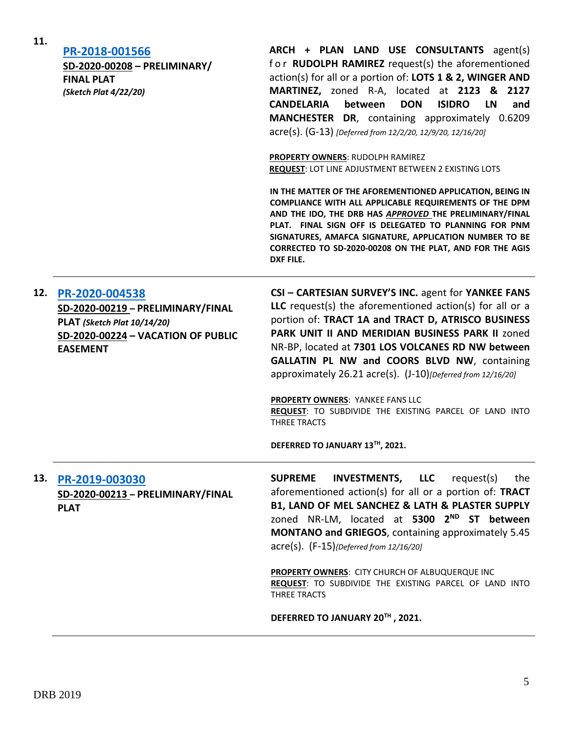**11.** **PR-2018-001566**

**SD-2020-00208 – PRELIMINARY/ FINAL PLAT**
***(Sketch Plat 4/22/20)***

**ARCH + PLAN LAND USE CONSULTANTS** agent(s) for **RUDOLPH RAMIREZ** request(s) the aforementioned action(s) for all or a portion of: **LOTS 1 & 2, WINGER AND MARTINEZ,** zoned R-A, located at **2123 & 2127 CANDELARIA between DON ISIDRO LN and MANCHESTER DR**, containing approximately 0.6209 acre(s). (G-13) *[Deferred from 12/2/20, 12/9/20, 12/16/20]*

**PROPERTY OWNERS**: RUDOLPH RAMIREZ
**REQUEST**: LOT LINE ADJUSTMENT BETWEEN 2 EXISTING LOTS

**IN THE MATTER OF THE AFOREMENTIONED APPLICATION, BEING IN COMPLIANCE WITH ALL APPLICABLE REQUIREMENTS OF THE DPM AND THE IDO, THE DRB HAS *APPROVED* THE PRELIMINARY/FINAL PLAT. FINAL SIGN OFF IS DELEGATED TO PLANNING FOR PNM SIGNATURES, AMAFCA SIGNATURE, APPLICATION NUMBER TO BE CORRECTED TO SD-2020-00208 ON THE PLAT, AND FOR THE AGIS DXF FILE.**

---

**12.** **PR-2020-004538**

**SD-2020-00219 – PRELIMINARY/FINAL PLAT** ***(Sketch Plat 10/14/20)***
**SD-2020-00224 – VACATION OF PUBLIC EASEMENT**

**CSI – CARTESIAN SURVEY'S INC.** agent for **YANKEE FANS LLC** request(s) the aforementioned action(s) for all or a portion of: **TRACT 1A and TRACT D, ATRISCO BUSINESS PARK UNIT II AND MERIDIAN BUSINESS PARK II** zoned NR-BP, located at **7301 LOS VOLCANES RD NW between GALLATIN PL NW and COORS BLVD NW**, containing approximately 26.21 acre(s). (J-10)*[Deferred from 12/16/20]*

**PROPERTY OWNERS**: YANKEE FANS LLC
**REQUEST**: TO SUBDIVIDE THE EXISTING PARCEL OF LAND INTO THREE TRACTS

**DEFERRED TO JANUARY 13TH, 2021.**

---

**13.** **PR-2019-003030**

**SD-2020-00213 – PRELIMINARY/FINAL PLAT**

**SUPREME INVESTMENTS, LLC** request(s) the aforementioned action(s) for all or a portion of: **TRACT B1, LAND OF MEL SANCHEZ & LATH & PLASTER SUPPLY** zoned NR-LM, located at **5300 2ND ST between MONTANO and GRIEGOS**, containing approximately 5.45 acre(s). (F-15)*{Deferred from 12/16/20]*

**PROPERTY OWNERS**: CITY CHURCH OF ALBUQUERQUE INC
**REQUEST**: TO SUBDIVIDE THE EXISTING PARCEL OF LAND INTO THREE TRACTS

**DEFERRED TO JANUARY 20TH, 2021.**

---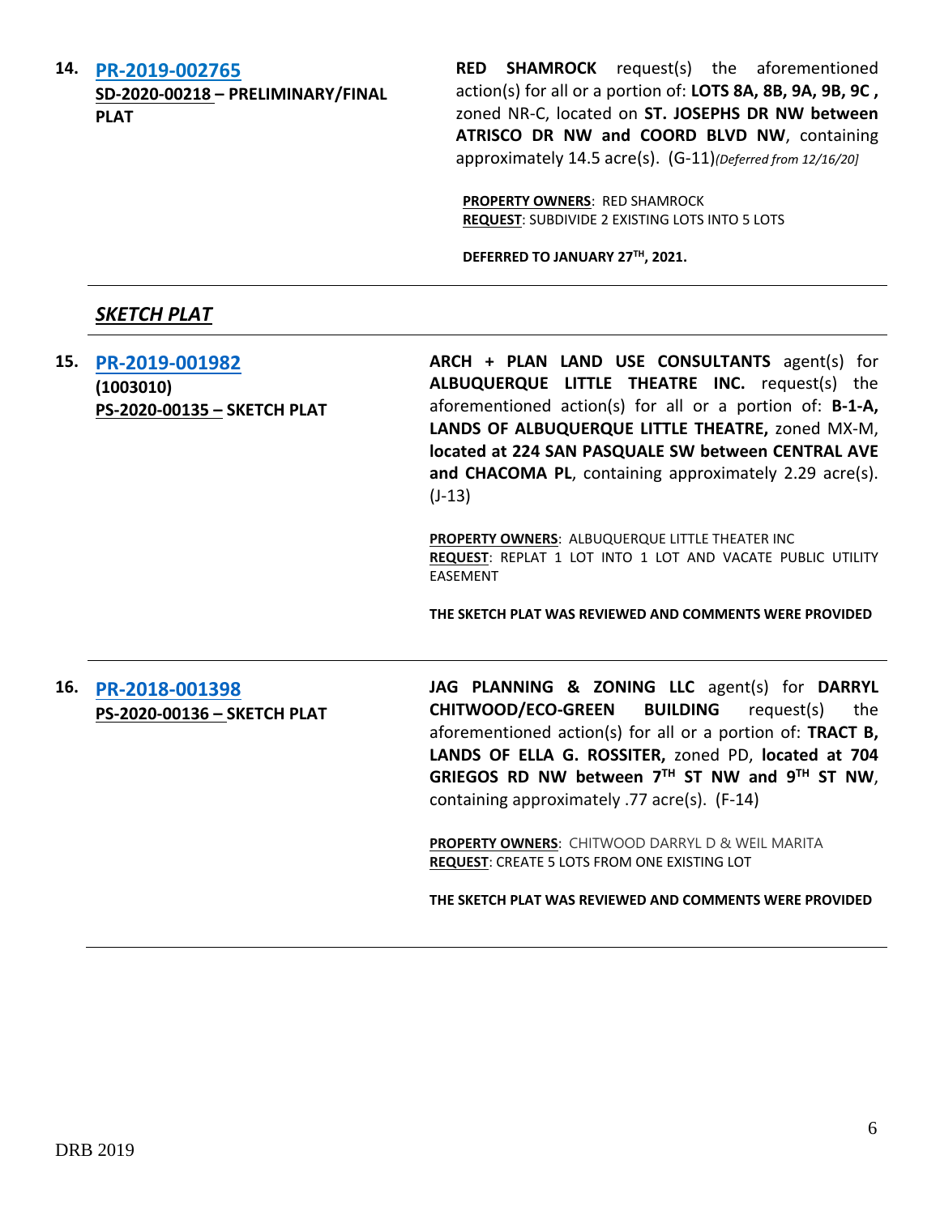**14. [PR-2019-002765](PR-2019-002765)**
**SD-2020-00218 – PRELIMINARY/FINAL PLAT**

**RED SHAMROCK** request(s) the aforementioned action(s) for all or a portion of: **LOTS 8A, 8B, 9A, 9B, 9C ,** zoned NR-C, located on **ST. JOSEPHS DR NW between ATRISCO DR NW and COORD BLVD NW**, containing approximately 14.5 acre(s). (G-11)*[Deferred from 12/16/20]*

**PROPERTY OWNERS**: RED SHAMROCK
**REQUEST**: SUBDIVIDE 2 EXISTING LOTS INTO 5 LOTS

**DEFERRED TO JANUARY 27TH, 2021.**

---

## ***SKETCH PLAT***

---

**15. [PR-2019-001982](PR-2019-001982)**
**(1003010)**
**PS-2020-00135 – SKETCH PLAT**

**ARCH + PLAN LAND USE CONSULTANTS** agent(s) for **ALBUQUERQUE LITTLE THEATRE INC.** request(s) the aforementioned action(s) for all or a portion of: **B-1-A, LANDS OF ALBUQUERQUE LITTLE THEATRE,** zoned MX-M, **located at 224 SAN PASQUALE SW between CENTRAL AVE and CHACOMA PL**, containing approximately 2.29 acre(s). (J-13)

**PROPERTY OWNERS**: ALBUQUERQUE LITTLE THEATER INC
**REQUEST**: REPLAT 1 LOT INTO 1 LOT AND VACATE PUBLIC UTILITY EASEMENT

**THE SKETCH PLAT WAS REVIEWED AND COMMENTS WERE PROVIDED**

---

**16. [PR-2018-001398](PR-2018-001398)**
**PS-2020-00136 – SKETCH PLAT**

**JAG PLANNING & ZONING LLC** agent(s) for **DARRYL CHITWOOD/ECO-GREEN BUILDING** request(s) the aforementioned action(s) for all or a portion of: **TRACT B, LANDS OF ELLA G. ROSSITER,** zoned PD, **located at 704 GRIEGOS RD NW between 7TH ST NW and 9TH ST NW**, containing approximately .77 acre(s). (F-14)

**PROPERTY OWNERS**: CHITWOOD DARRYL D & WEIL MARITA
**REQUEST**: CREATE 5 LOTS FROM ONE EXISTING LOT

**THE SKETCH PLAT WAS REVIEWED AND COMMENTS WERE PROVIDED**

---

DRB 2019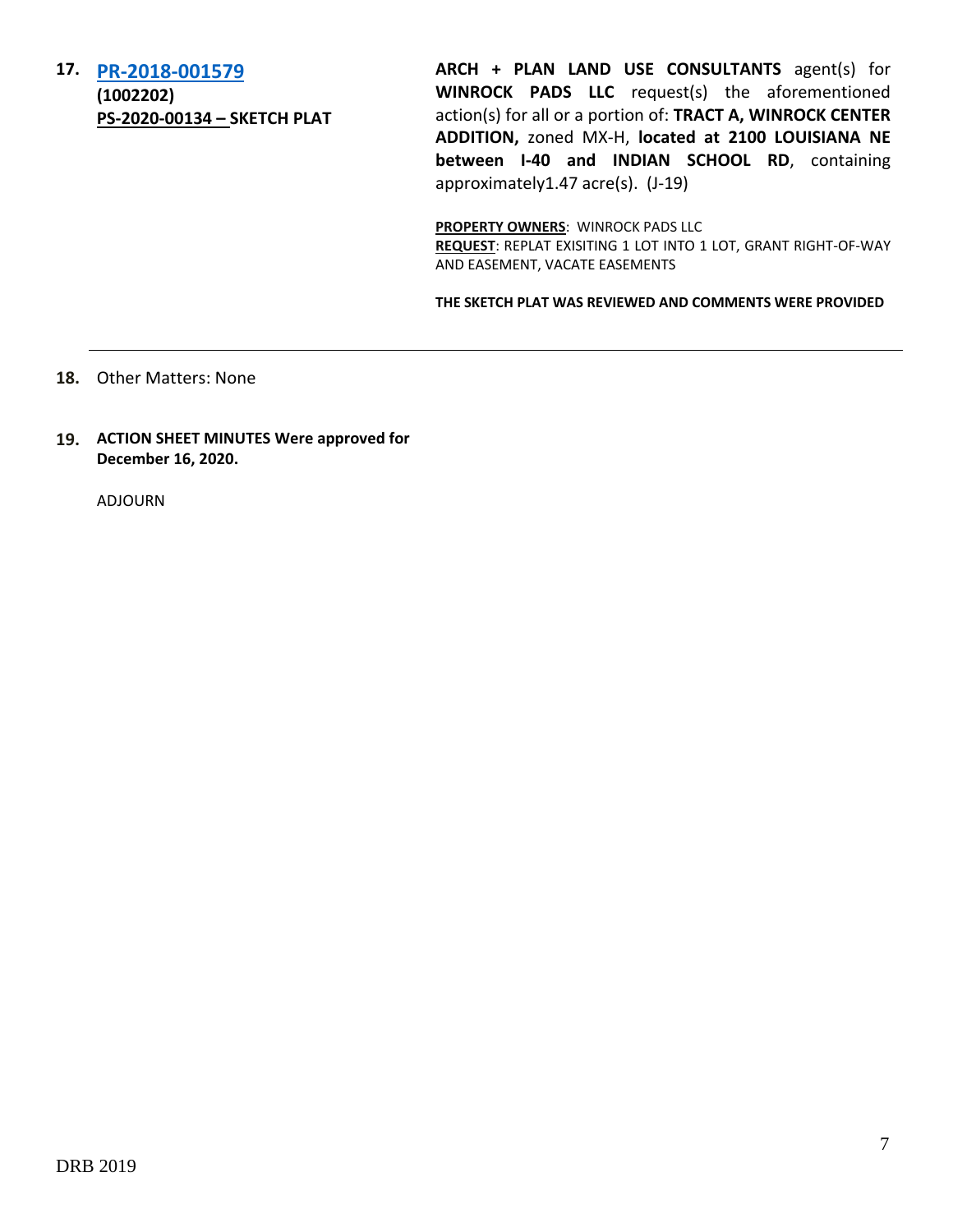**17.** **[PR-2018-001579](PR-2018-001579)**
**(1002202)**
**PS-2020-00134 – SKETCH PLAT**

**ARCH + PLAN LAND USE CONSULTANTS** agent(s) for **WINROCK PADS LLC** request(s) the aforementioned action(s) for all or a portion of: **TRACT A, WINROCK CENTER ADDITION,** zoned MX-H, **located at 2100 LOUISIANA NE between I-40 and INDIAN SCHOOL RD**, containing approximately1.47 acre(s). (J-19)

**PROPERTY OWNERS**: WINROCK PADS LLC
**REQUEST**: REPLAT EXISITING 1 LOT INTO 1 LOT, GRANT RIGHT-OF-WAY AND EASEMENT, VACATE EASEMENTS

**THE SKETCH PLAT WAS REVIEWED AND COMMENTS WERE PROVIDED**

---

**18.** Other Matters: None

**19.** **ACTION SHEET MINUTES Were approved for December 16, 2020.**

ADJOURN